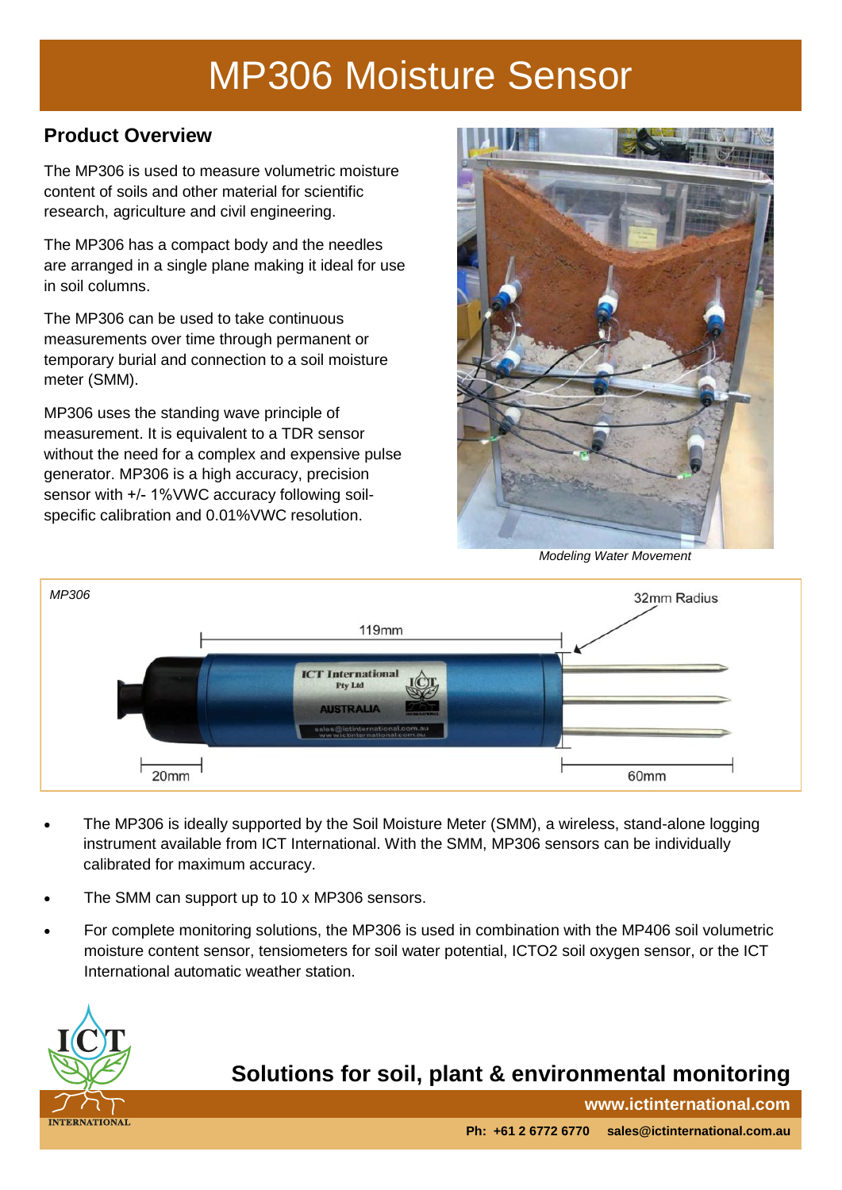# MP306 Moisture Sensor

## Product Overview

The MP306 is used to measure volumetric moisture content of soils and other material for scientific research, agriculture and civil engineering.

The MP306 has a compact body and the needles are arranged in a single plane making it ideal for use in soil columns.

The MP306 can be used to take continuous measurements over time through permanent or temporary burial and connection to a soil moisture meter (SMM).

MP306 uses the standing wave principle of measurement. It is equivalent to a TDR sensor without the need for a complex and expensive pulse generator. MP306 is a high accuracy, precision sensor with +/- 1%VWC accuracy following soil-specific calibration and 0.01%VWC resolution.

*Modeling Water Movement*

*MP306*

32mm Radius

119mm

20mm

60mm

- The MP306 is ideally supported by the Soil Moisture Meter (SMM), a wireless, stand-alone logging instrument available from ICT International. With the SMM, MP306 sensors can be individually calibrated for maximum accuracy.
- The SMM can support up to 10 x MP306 sensors.
- For complete monitoring solutions, the MP306 is used in combination with the MP406 soil volumetric moisture content sensor, tensiometers for soil water potential, ICTO2 soil oxygen sensor, or the ICT International automatic weather station.

**Solutions for soil, plant & environmental monitoring**

**www.ictinternational.com**

**Ph: +61 2 6772 6770 sales@ictinternational.com.au**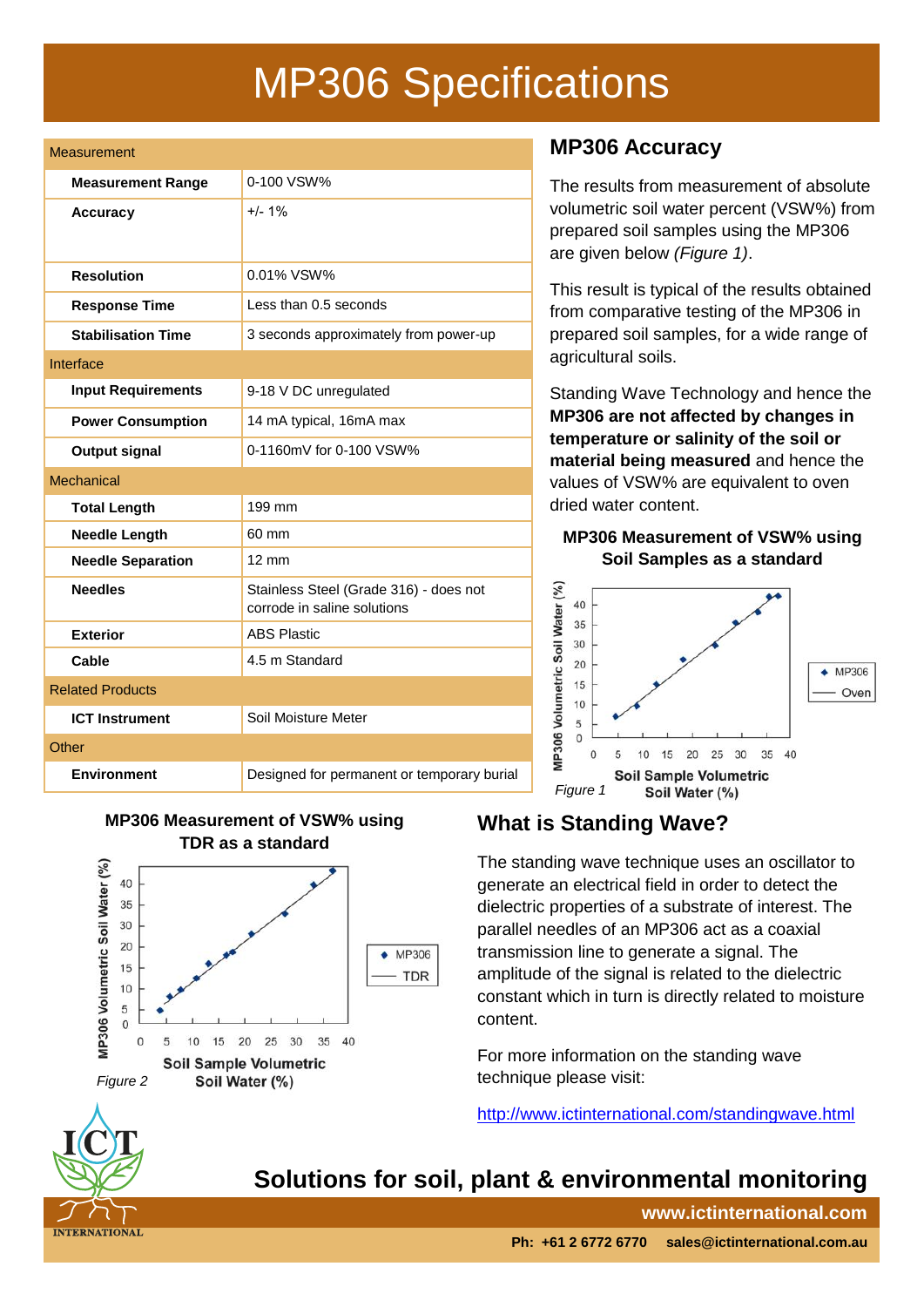# MP306 Specifications

| | |
|---|---|
| Measurement | |
| **Measurement Range** | 0-100 VSW% |
| **Accuracy** | +/- 1% |
| **Resolution** | 0.01% VSW% |
| **Response Time** | Less than 0.5 seconds |
| **Stabilisation Time** | 3 seconds approximately from power-up |
| Interface | |
| **Input Requirements** | 9-18 V DC unregulated |
| **Power Consumption** | 14 mA typical, 16mA max |
| **Output signal** | 0-1160mV for 0-100 VSW% |
| Mechanical | |
| **Total Length** | 199 mm |
| **Needle Length** | 60 mm |
| **Needle Separation** | 12 mm |
| **Needles** | Stainless Steel (Grade 316) - does not corrode in saline solutions |
| **Exterior** | ABS Plastic |
| **Cable** | 4.5 m Standard |
| Related Products | |
| **ICT Instrument** | Soil Moisture Meter |
| Other | |
| **Environment** | Designed for permanent or temporary burial |

## MP306 Accuracy

The results from measurement of absolute volumetric soil water percent (VSW%) from prepared soil samples using the MP306 are given below *(Figure 1)*.

This result is typical of the results obtained from comparative testing of the MP306 in prepared soil samples, for a wide range of agricultural soils.

Standing Wave Technology and hence the **MP306 are not affected by changes in temperature or salinity of the soil or material being measured** and hence the values of VSW% are equivalent to oven dried water content.

**MP306 Measurement of VSW% using Soil Samples as a standard**

MP306 Volumetric Soil Water (%)
0 5 10 15 20 25 30 35 40
Soil Sample Volumetric Soil Water (%)
MP306
Oven

*Figure 1*

**MP306 Measurement of VSW% using TDR as a standard**

MP306 Volumetric Soil Water (%)
0 5 10 15 20 25 30 35 40
Soil Sample Volumetric Soil Water (%)
MP306
TDR

*Figure 2*

## What is Standing Wave?

The standing wave technique uses an oscillator to generate an electrical field in order to detect the dielectric properties of a substrate of interest. The parallel needles of an MP306 act as a coaxial transmission line to generate a signal. The amplitude of the signal is related to the dielectric constant which in turn is directly related to moisture content.

For more information on the standing wave technique please visit:

http://www.ictinternational.com/standingwave.html

ICT INTERNATIONAL

**Solutions for soil, plant & environmental monitoring**

**www.ictinternational.com**

**Ph: +61 2 6772 6770 sales@ictinternational.com.au**